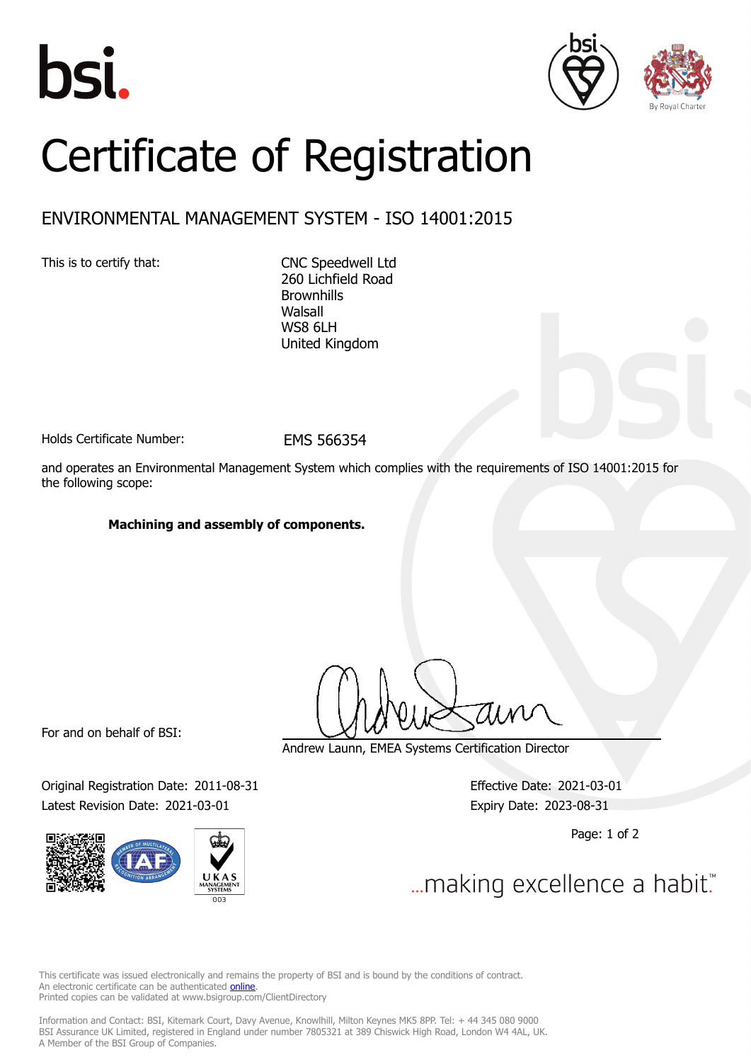# Certificate of Registration

## ENVIRONMENTAL MANAGEMENT SYSTEM - ISO 14001:2015

This is to certify that:

CNC Speedwell Ltd
260 Lichfield Road
Brownhills
Walsall
WS8 6LH
United Kingdom

Holds Certificate Number: EMS 566354

and operates an Environmental Management System which complies with the requirements of ISO 14001:2015 for the following scope:

**Machining and assembly of components.**

For and on behalf of BSI:

Andrew Launn, EMEA Systems Certification Director

Original Registration Date: 2011-08-31
Latest Revision Date: 2021-03-01

Effective Date: 2021-03-01
Expiry Date: 2023-08-31

...making excellence a habit.™

This certificate was issued electronically and remains the property of BSI and is bound by the conditions of contract.
An electronic certificate can be authenticated online.
Printed copies can be validated at www.bsigroup.com/ClientDirectory

Information and Contact: BSI, Kitemark Court, Davy Avenue, Knowlhill, Milton Keynes MK5 8PP. Tel: + 44 345 080 9000
BSI Assurance UK Limited, registered in England under number 7805321 at 389 Chiswick High Road, London W4 4AL, UK.
A Member of the BSI Group of Companies.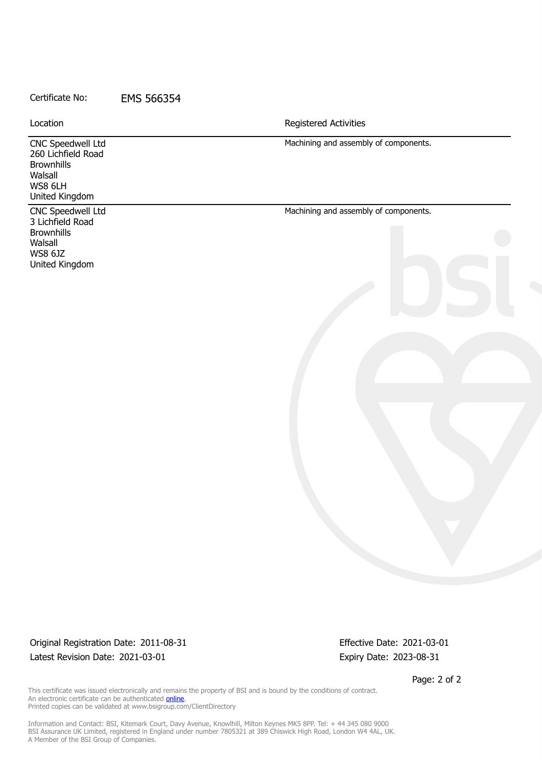Certificate No: EMS 566354

| Location | Registered Activities |
| --- | --- |
| CNC Speedwell Ltd<br>260 Lichfield Road<br>Brownhills<br>Walsall<br>WS8 6LH<br>United Kingdom | Machining and assembly of components. |
| CNC Speedwell Ltd<br>3 Lichfield Road<br>Brownhills<br>Walsall<br>WS8 6JZ<br>United Kingdom | Machining and assembly of components. |

Original Registration Date: 2011-08-31

Latest Revision Date: 2021-03-01

Effective Date: 2021-03-01

Expiry Date: 2023-08-31

This certificate was issued electronically and remains the property of BSI and is bound by the conditions of contract.
An electronic certificate can be authenticated online.
Printed copies can be validated at www.bsigroup.com/ClientDirectory

Information and Contact: BSI, Kitemark Court, Davy Avenue, Knowlhill, Milton Keynes MK5 8PP. Tel: + 44 345 080 9000
BSI Assurance UK Limited, registered in England under number 7805321 at 389 Chiswick High Road, London W4 4AL, UK.
A Member of the BSI Group of Companies.